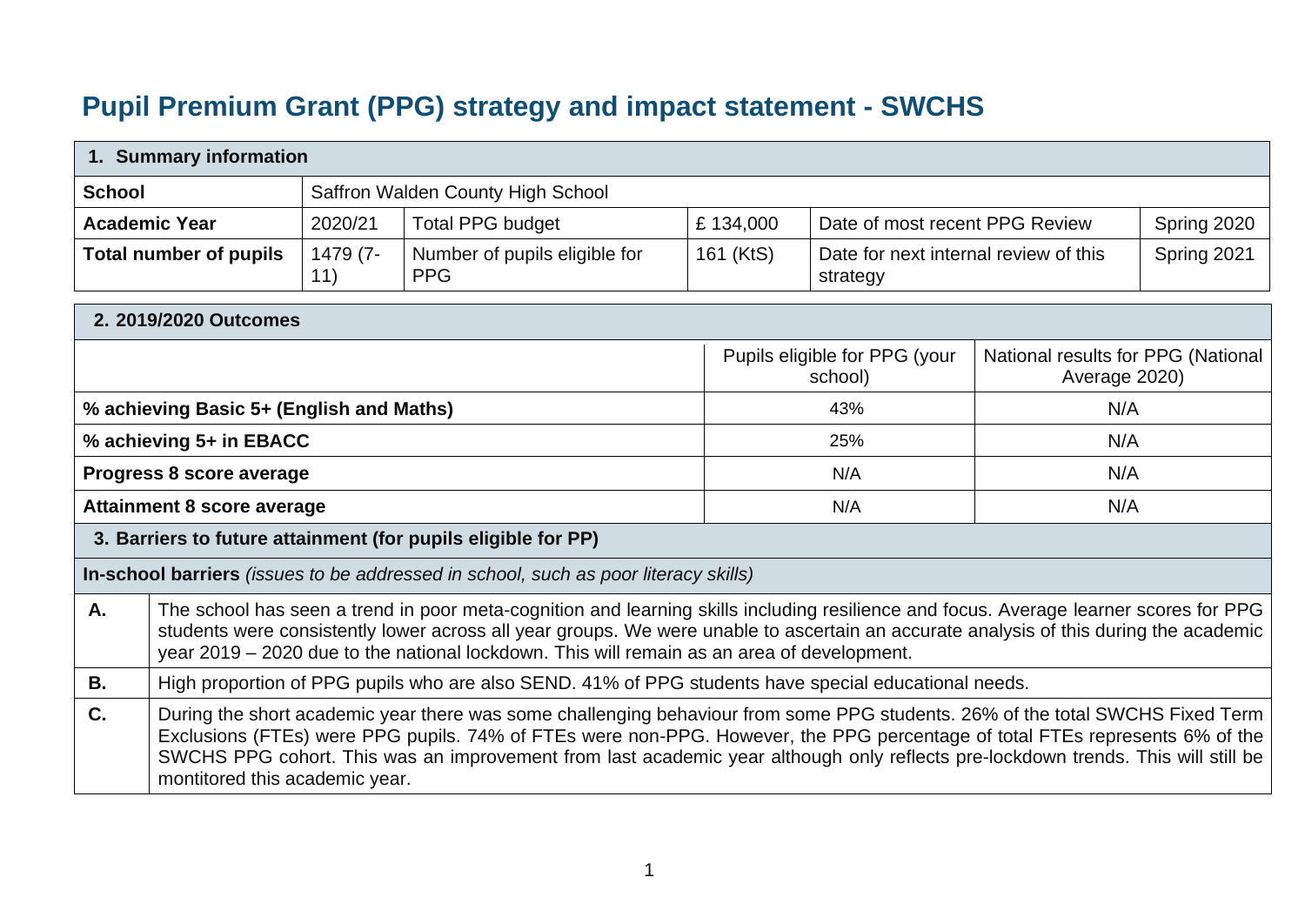# Pupil Premium Grant (PPG) strategy and impact statement - SWCHS

| **1. Summary information** | | | | | |
|---|---|---|---|---|---|
| **School** | Saffron Walden County High School | | | | |
| **Academic Year** | 2020/21 | Total PPG budget | £ 134,000 | Date of most recent PPG Review | Spring 2020 |
| **Total number of pupils** | 1479 (7-11) | Number of pupils eligible for PPG | 161 (KtS) | Date for next internal review of this strategy | Spring 2021 |

| **2. 2019/2020 Outcomes** | | |
|---|---|---|
| | Pupils eligible for PPG (your school) | National results for PPG (National Average 2020) |
| **% achieving Basic 5+ (English and Maths)** | 43% | N/A |
| **% achieving 5+ in EBACC** | 25% | N/A |
| **Progress 8 score average** | N/A | N/A |
| **Attainment 8 score average** | N/A | N/A |

| **3. Barriers to future attainment (for pupils eligible for PP)** | |
|---|---|
| **In-school barriers** *(issues to be addressed in school, such as poor literacy skills)* | |
| **A.** | The school has seen a trend in poor meta-cognition and learning skills including resilience and focus. Average learner scores for PPG students were consistently lower across all year groups. We were unable to ascertain an accurate analysis of this during the academic year 2019 – 2020 due to the national lockdown. This will remain as an area of development. |
| **B.** | High proportion of PPG pupils who are also SEND. 41% of PPG students have special educational needs. |
| **C.** | During the short academic year there was some challenging behaviour from some PPG students. 26% of the total SWCHS Fixed Term Exclusions (FTEs) were PPG pupils. 74% of FTEs were non-PPG. However, the PPG percentage of total FTEs represents 6% of the SWCHS PPG cohort. This was an improvement from last academic year although only reflects pre-lockdown trends. This will still be montitored this academic year. |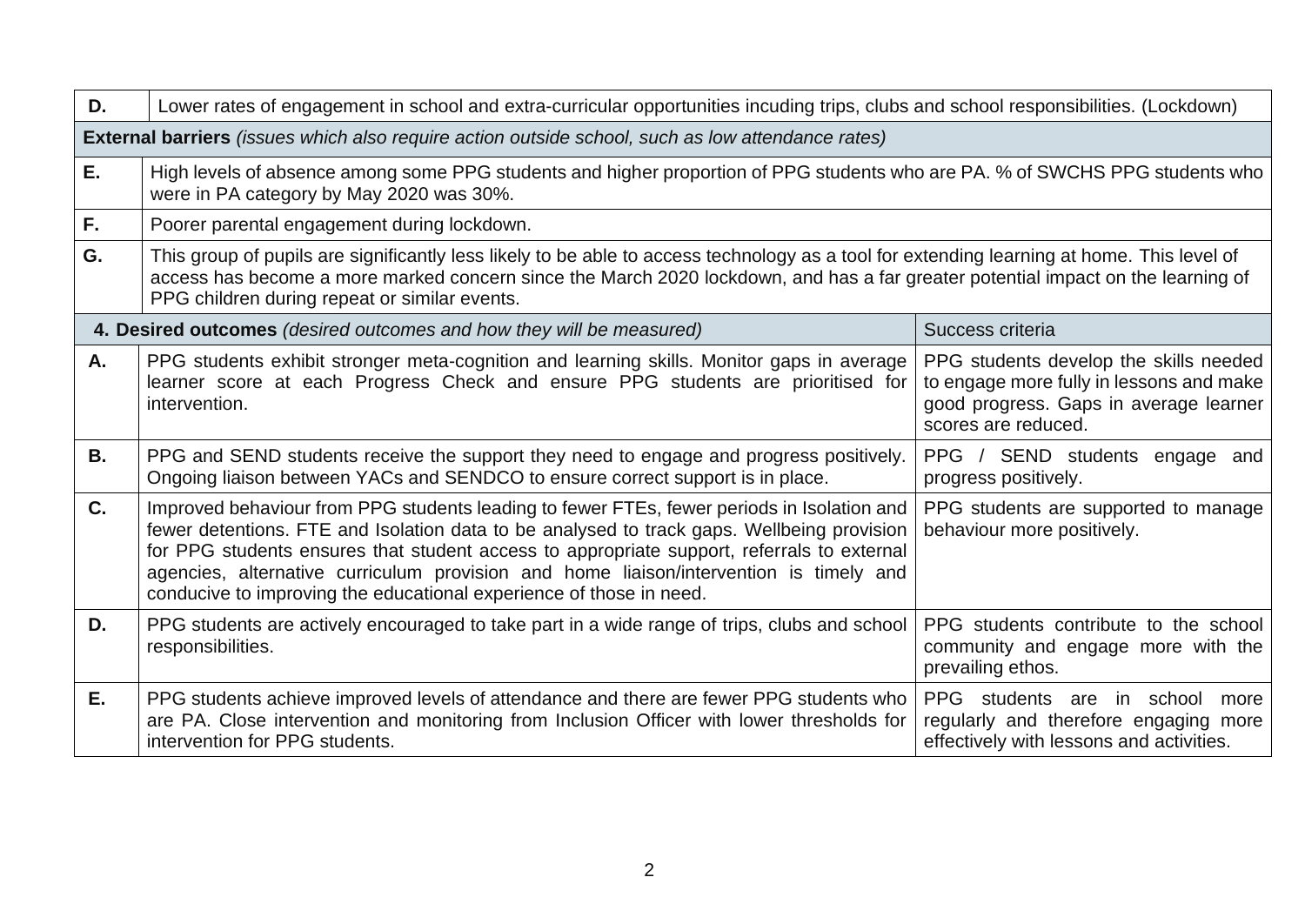| | | |
|---|---|---|
| **D.** | Lower rates of engagement in school and extra-curricular opportunities incuding trips, clubs and school responsibilities. (Lockdown) | |
| **External barriers** *(issues which also require action outside school, such as low attendance rates)* | | |
| **E.** | High levels of absence among some PPG students and higher proportion of PPG students who are PA. % of SWCHS PPG students who were in PA category by May 2020 was 30%. | |
| **F.** | Poorer parental engagement during lockdown. | |
| **G.** | This group of pupils are significantly less likely to be able to access technology as a tool for extending learning at home. This level of access has become a more marked concern since the March 2020 lockdown, and has a far greater potential impact on the learning of PPG children during repeat or similar events. | |

| | **4. Desired outcomes** *(desired outcomes and how they will be measured)* | Success criteria |
|---|---|---|
| **A.** | PPG students exhibit stronger meta-cognition and learning skills. Monitor gaps in average learner score at each Progress Check and ensure PPG students are prioritised for intervention. | PPG students develop the skills needed to engage more fully in lessons and make good progress. Gaps in average learner scores are reduced. |
| **B.** | PPG and SEND students receive the support they need to engage and progress positively. Ongoing liaison between YACs and SENDCO to ensure correct support is in place. | PPG / SEND students engage and progress positively. |
| **C.** | Improved behaviour from PPG students leading to fewer FTEs, fewer periods in Isolation and fewer detentions. FTE and Isolation data to be analysed to track gaps. Wellbeing provision for PPG students ensures that student access to appropriate support, referrals to external agencies, alternative curriculum provision and home liaison/intervention is timely and conducive to improving the educational experience of those in need. | PPG students are supported to manage behaviour more positively. |
| **D.** | PPG students are actively encouraged to take part in a wide range of trips, clubs and school responsibilities. | PPG students contribute to the school community and engage more with the prevailing ethos. |
| **E.** | PPG students achieve improved levels of attendance and there are fewer PPG students who are PA. Close intervention and monitoring from Inclusion Officer with lower thresholds for intervention for PPG students. | PPG students are in school more regularly and therefore engaging more effectively with lessons and activities. |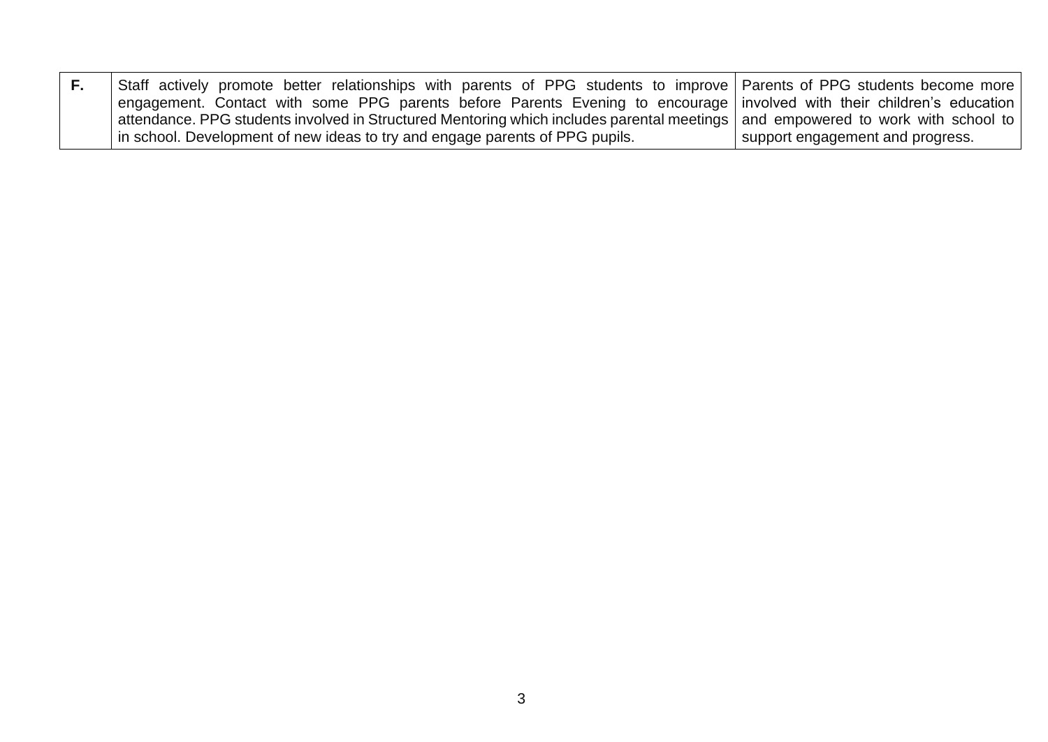| | | |
|---|---|---|
| **F.** | Staff actively promote better relationships with parents of PPG students to improve engagement. Contact with some PPG parents before Parents Evening to encourage attendance. PPG students involved in Structured Mentoring which includes parental meetings in school. Development of new ideas to try and engage parents of PPG pupils. | Parents of PPG students become more involved with their children's education and empowered to work with school to support engagement and progress. |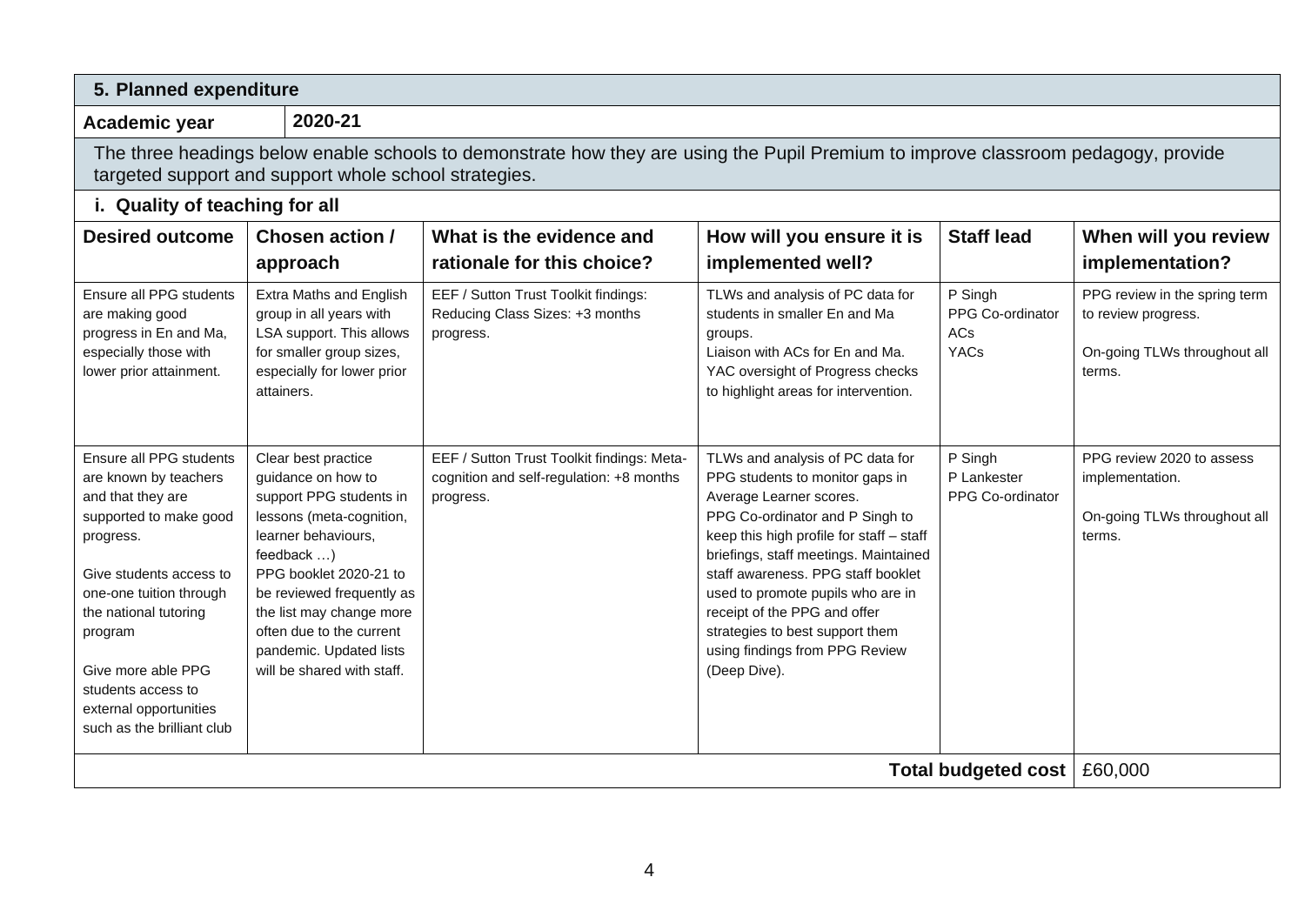## 5. Planned expenditure

**Academic year** 2020-21

The three headings below enable schools to demonstrate how they are using the Pupil Premium to improve classroom pedagogy, provide targeted support and support whole school strategies.

### i. Quality of teaching for all

| Desired outcome | Chosen action / approach | What is the evidence and rationale for this choice? | How will you ensure it is implemented well? | Staff lead | When will you review implementation? |
|---|---|---|---|---|---|
| Ensure all PPG students are making good progress in En and Ma, especially those with lower prior attainment. | Extra Maths and English group in all years with LSA support. This allows for smaller group sizes, especially for lower prior attainers. | EEF / Sutton Trust Toolkit findings: Reducing Class Sizes: +3 months progress. | TLWs and analysis of PC data for students in smaller En and Ma groups.<br>Liaison with ACs for En and Ma.<br>YAC oversight of Progress checks to highlight areas for intervention. | P Singh<br>PPG Co-ordinator<br>ACs<br>YACs | PPG review in the spring term to review progress.<br><br>On-going TLWs throughout all terms. |
| Ensure all PPG students are known by teachers and that they are supported to make good progress.<br><br>Give students access to one-one tuition through the national tutoring program<br><br>Give more able PPG students access to external opportunities such as the brilliant club | Clear best practice guidance on how to support PPG students in lessons (meta-cognition, learner behaviours, feedback …)<br>PPG booklet 2020-21 to be reviewed frequently as the list may change more often due to the current pandemic. Updated lists will be shared with staff. | EEF / Sutton Trust Toolkit findings: Meta-cognition and self-regulation: +8 months progress. | TLWs and analysis of PC data for PPG students to monitor gaps in Average Learner scores.<br>PPG Co-ordinator and P Singh to keep this high profile for staff – staff briefings, staff meetings. Maintained staff awareness. PPG staff booklet used to promote pupils who are in receipt of the PPG and offer strategies to best support them using findings from PPG Review (Deep Dive). | P Singh<br>P Lankester<br>PPG Co-ordinator | PPG review 2020 to assess implementation.<br><br>On-going TLWs throughout all terms. |
| | | | | **Total budgeted cost** | £60,000 |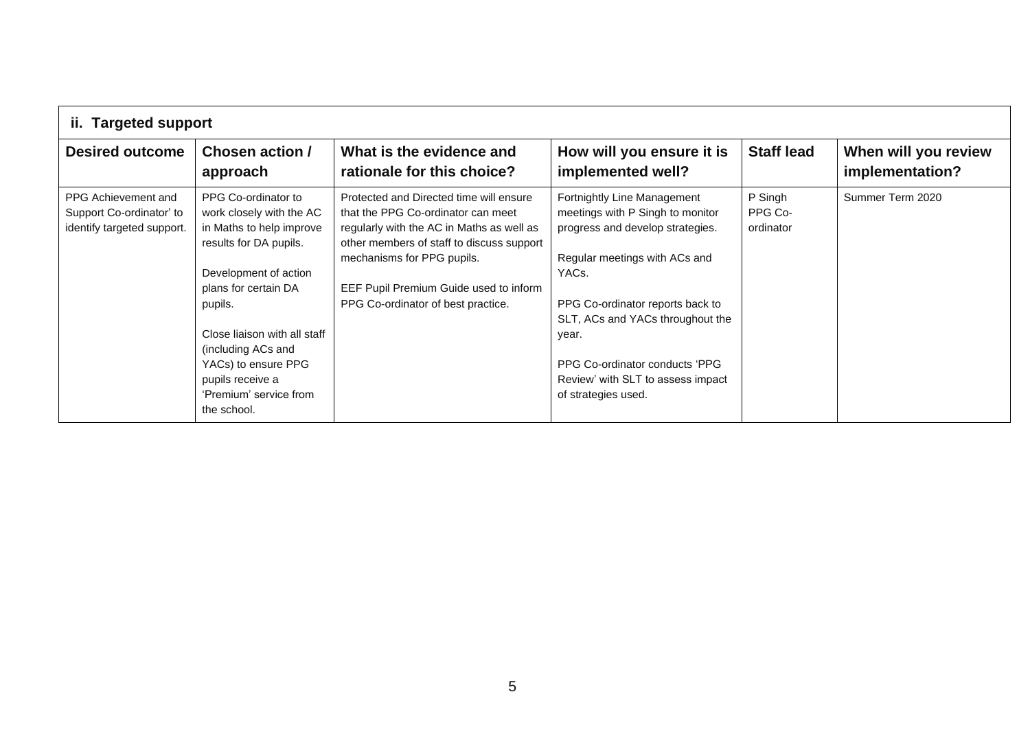### ii. Targeted support

| Desired outcome | Chosen action / approach | What is the evidence and rationale for this choice? | How will you ensure it is implemented well? | Staff lead | When will you review implementation? |
|---|---|---|---|---|---|
| PPG Achievement and Support Co-ordinator' to identify targeted support. | PPG Co-ordinator to work closely with the AC in Maths to help improve results for DA pupils.<br><br>Development of action plans for certain DA pupils.<br><br>Close liaison with all staff (including ACs and YACs) to ensure PPG pupils receive a 'Premium' service from the school. | Protected and Directed time will ensure that the PPG Co-ordinator can meet regularly with the AC in Maths as well as other members of staff to discuss support mechanisms for PPG pupils.<br><br>EEF Pupil Premium Guide used to inform PPG Co-ordinator of best practice. | Fortnightly Line Management meetings with P Singh to monitor progress and develop strategies.<br><br>Regular meetings with ACs and YACs.<br><br>PPG Co-ordinator reports back to SLT, ACs and YACs throughout the year.<br><br>PPG Co-ordinator conducts 'PPG Review' with SLT to assess impact of strategies used. | P Singh PPG Co-ordinator | Summer Term 2020 |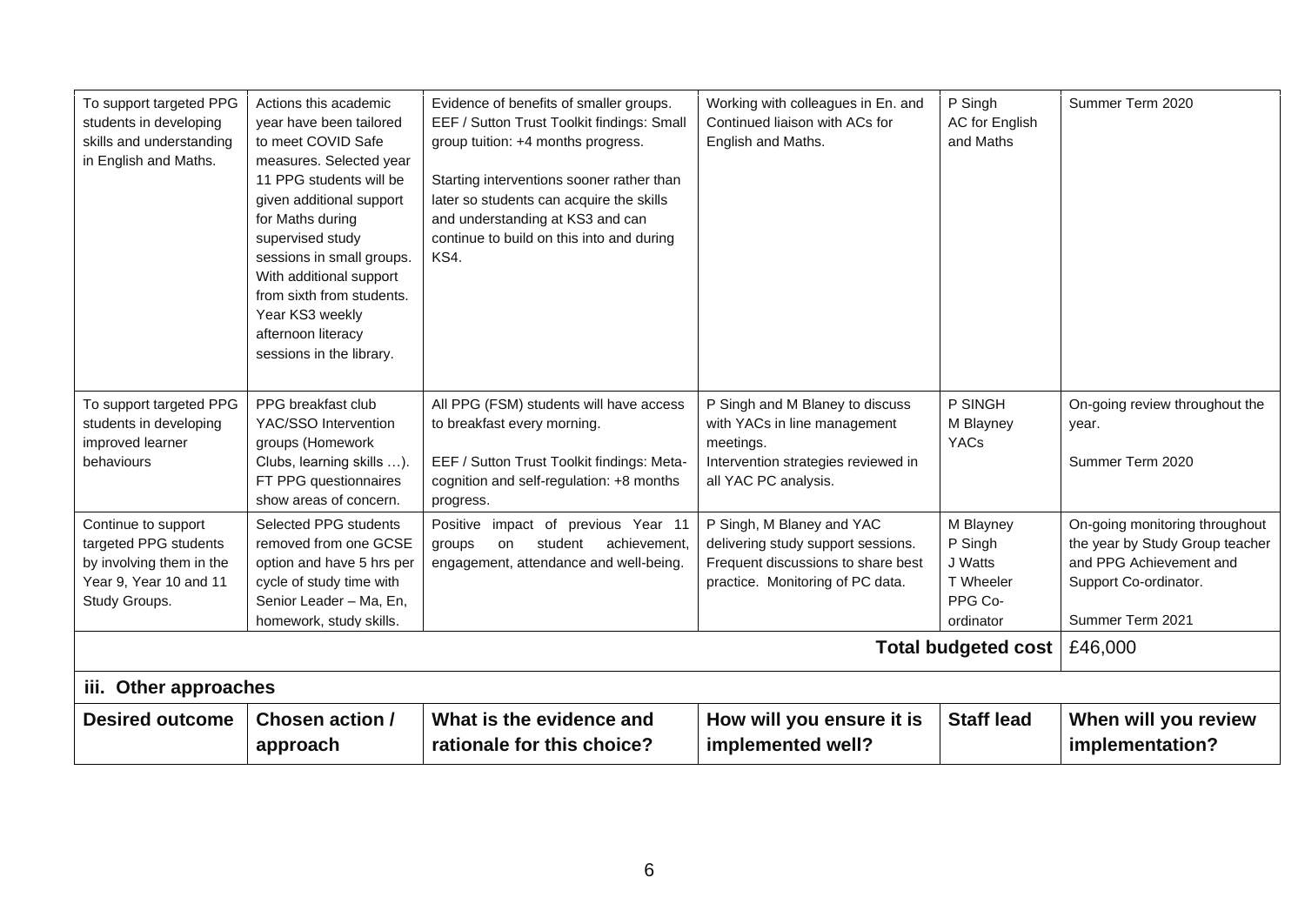| To support targeted PPG students in developing skills and understanding in English and Maths. | Actions this academic year have been tailored to meet COVID Safe measures. Selected year 11 PPG students will be given additional support for Maths during supervised study sessions in small groups. With additional support from sixth from students. Year KS3 weekly afternoon literacy sessions in the library. | Evidence of benefits of smaller groups. EEF / Sutton Trust Toolkit findings: Small group tuition: +4 months progress.<br><br>Starting interventions sooner rather than later so students can acquire the skills and understanding at KS3 and can continue to build on this into and during KS4. | Working with colleagues in En. and Continued liaison with ACs for English and Maths. | P Singh<br>AC for English and Maths | Summer Term 2020 |
|---|---|---|---|---|---|
| To support targeted PPG students in developing improved learner behaviours | PPG breakfast club<br>YAC/SSO Intervention groups (Homework Clubs, learning skills …).<br>FT PPG questionnaires show areas of concern. | All PPG (FSM) students will have access to breakfast every morning.<br><br>EEF / Sutton Trust Toolkit findings: Meta-cognition and self-regulation: +8 months progress. | P Singh and M Blaney to discuss with YACs in line management meetings.<br>Intervention strategies reviewed in all YAC PC analysis. | P SINGH<br>M Blayney<br>YACs | On-going review throughout the year.<br><br>Summer Term 2020 |
| Continue to support targeted PPG students by involving them in the Year 9, Year 10 and 11 Study Groups. | Selected PPG students removed from one GCSE option and have 5 hrs per cycle of study time with Senior Leader – Ma, En, homework, study skills. | Positive impact of previous Year 11 groups on student achievement, engagement, attendance and well-being. | P Singh, M Blaney and YAC delivering study support sessions. Frequent discussions to share best practice. Monitoring of PC data. | M Blayney<br>P Singh<br>J Watts<br>T Wheeler<br>PPG Co-ordinator | On-going monitoring throughout the year by Study Group teacher and PPG Achievement and Support Co-ordinator.<br><br>Summer Term 2021 |
| | | | | **Total budgeted cost** | £46,000 |

### iii. Other approaches

| Desired outcome | Chosen action / approach | What is the evidence and rationale for this choice? | How will you ensure it is implemented well? | Staff lead | When will you review implementation? |
|---|---|---|---|---|---|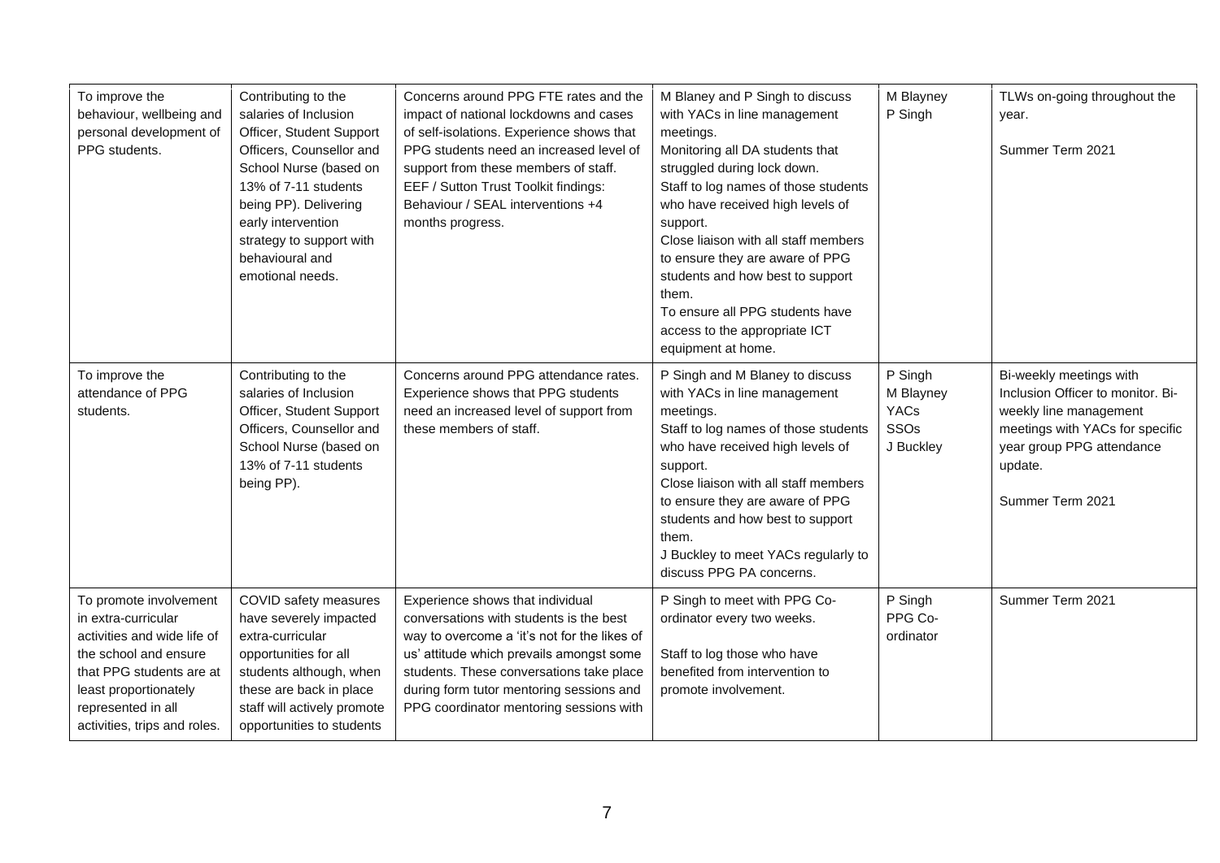| | | | | | |
|---|---|---|---|---|---|
| To improve the behaviour, wellbeing and personal development of PPG students. | Contributing to the salaries of Inclusion Officer, Student Support Officers, Counsellor and School Nurse (based on 13% of 7-11 students being PP). Delivering early intervention strategy to support with behavioural and emotional needs. | Concerns around PPG FTE rates and the impact of national lockdowns and cases of self-isolations. Experience shows that PPG students need an increased level of support from these members of staff. EEF / Sutton Trust Toolkit findings: Behaviour / SEAL interventions +4 months progress. | M Blaney and P Singh to discuss with YACs in line management meetings.<br>Monitoring all DA students that struggled during lock down.<br>Staff to log names of those students who have received high levels of support.<br>Close liaison with all staff members to ensure they are aware of PPG students and how best to support them.<br>To ensure all PPG students have access to the appropriate ICT equipment at home. | M Blayney<br>P Singh | TLWs on-going throughout the year.<br><br>Summer Term 2021 |
| To improve the attendance of PPG students. | Contributing to the salaries of Inclusion Officer, Student Support Officers, Counsellor and School Nurse (based on 13% of 7-11 students being PP). | Concerns around PPG attendance rates. Experience shows that PPG students need an increased level of support from these members of staff. | P Singh and M Blaney to discuss with YACs in line management meetings.<br>Staff to log names of those students who have received high levels of support.<br>Close liaison with all staff members to ensure they are aware of PPG students and how best to support them.<br>J Buckley to meet YACs regularly to discuss PPG PA concerns. | P Singh<br>M Blayney<br>YACs<br>SSOs<br>J Buckley | Bi-weekly meetings with Inclusion Officer to monitor. Bi-weekly line management meetings with YACs for specific year group PPG attendance update.<br><br>Summer Term 2021 |
| To promote involvement in extra-curricular activities and wide life of the school and ensure that PPG students are at least proportionately represented in all activities, trips and roles. | COVID safety measures have severely impacted extra-curricular opportunities for all students although, when these are back in place staff will actively promote opportunities to students | Experience shows that individual conversations with students is the best way to overcome a 'it's not for the likes of us' attitude which prevails amongst some students. These conversations take place during form tutor mentoring sessions and PPG coordinator mentoring sessions with | P Singh to meet with PPG Co-ordinator every two weeks.<br><br>Staff to log those who have benefited from intervention to promote involvement. | P Singh<br>PPG Co-ordinator | Summer Term 2021 |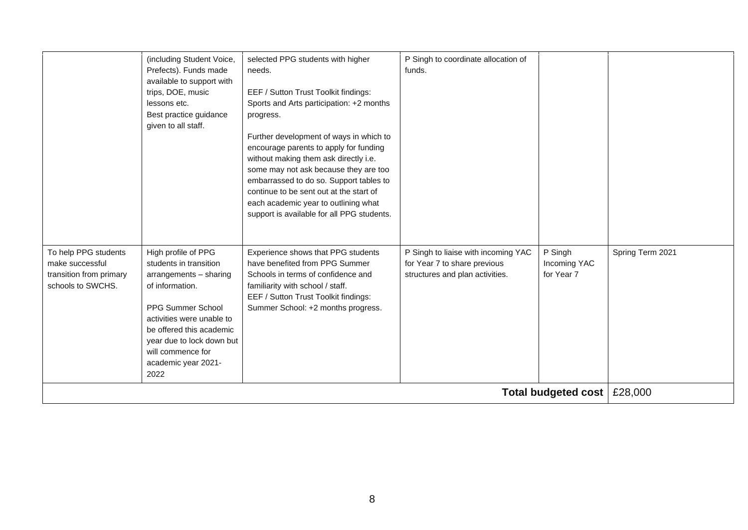| | | | | | |
|---|---|---|---|---|---|
| | (including Student Voice, Prefects). Funds made available to support with trips, DOE, music lessons etc.<br>Best practice guidance given to all staff. | selected PPG students with higher needs.<br><br>EEF / Sutton Trust Toolkit findings: Sports and Arts participation: +2 months progress.<br><br>Further development of ways in which to encourage parents to apply for funding without making them ask directly i.e. some may not ask because they are too embarrassed to do so. Support tables to continue to be sent out at the start of each academic year to outlining what support is available for all PPG students. | P Singh to coordinate allocation of funds. | | |
| To help PPG students make successful transition from primary schools to SWCHS. | High profile of PPG students in transition arrangements – sharing of information.<br><br>PPG Summer School activities were unable to be offered this academic year due to lock down but will commence for academic year 2021-2022 | Experience shows that PPG students have benefited from PPG Summer Schools in terms of confidence and familiarity with school / staff.<br>EEF / Sutton Trust Toolkit findings: Summer School: +2 months progress. | P Singh to liaise with incoming YAC for Year 7 to share previous structures and plan activities. | P Singh<br>Incoming YAC for Year 7 | Spring Term 2021 |
| | | | | **Total budgeted cost** | £28,000 |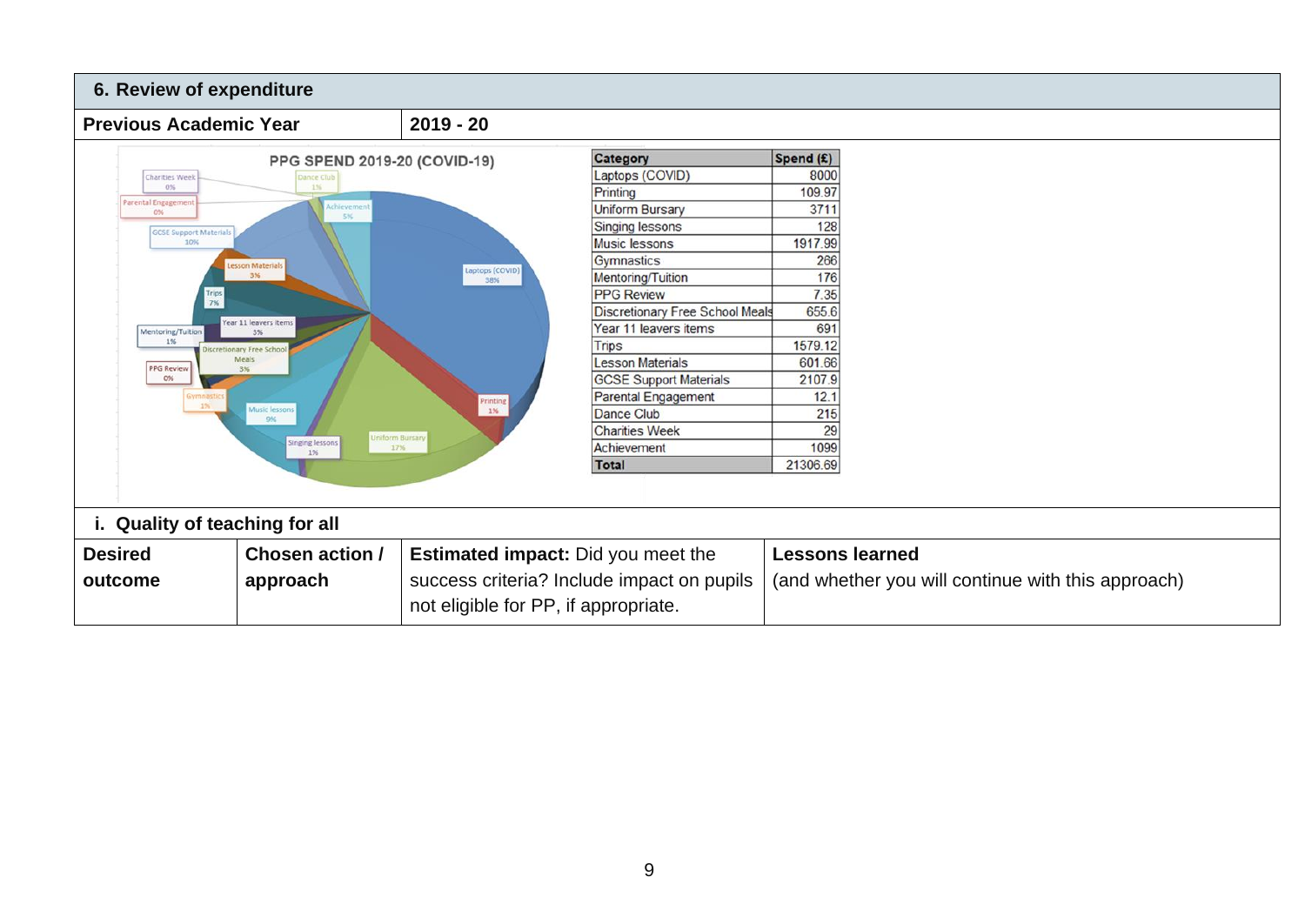## 6. Review of expenditure

| Previous Academic Year | 2019 - 20 |
|---|---|

**PPG SPEND 2019-20 (COVID-19)**

| Category | Spend (£) |
|---|---|
| Laptops (COVID) | 8000 |
| Printing | 109.97 |
| Uniform Bursary | 3711 |
| Singing lessons | 128 |
| Music lessons | 1917.99 |
| Gymnastics | 266 |
| Mentoring/Tuition | 176 |
| PPG Review | 7.35 |
| Discretionary Free School Meals | 655.6 |
| Year 11 leavers items | 691 |
| Trips | 1579.12 |
| Lesson Materials | 601.66 |
| GCSE Support Materials | 2107.9 |
| Parental Engagement | 12.1 |
| Dance Club | 215 |
| Charities Week | 29 |
| Achievement | 1099 |
| **Total** | 21306.69 |

### i. Quality of teaching for all

| **Desired outcome** | **Chosen action / approach** | **Estimated impact:** Did you meet the success criteria? Include impact on pupils not eligible for PP, if appropriate. | **Lessons learned** (and whether you will continue with this approach) |
|---|---|---|---|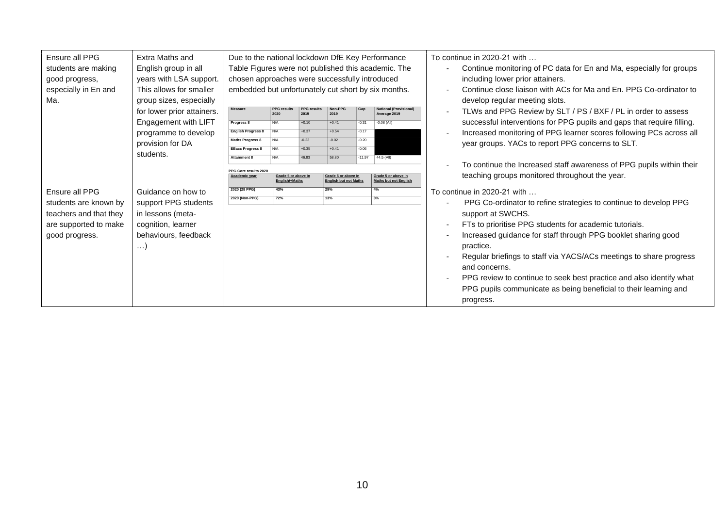| | | | |
|---|---|---|---|
| Ensure all PPG students are making good progress, especially in En and Ma. | Extra Maths and English group in all years with LSA support. This allows for smaller group sizes, especially for lower prior attainers. Engagement with LIFT programme to develop provision for DA students. | Due to the national lockdown DfE Key Performance Table Figures were not published this academic. The chosen approaches were successfully introduced embedded but unfortunately cut short by six months.<br><br>**Measure** \| **PPG results 2020** \| **PPG results 2019** \| **Non-PPG 2019** \| **Gap** \| **National (Provisional) Average 2019**<br>Progress 8 \| N/A \| +0.10 \| +0.41 \| -0.31 \| -0.08 (All)<br>English Progress 8 \| N/A \| +0.37 \| +0.54 \| -0.17 \|<br>Maths Progress 8 \| N/A \| -0.22 \| -0.02 \| -0.20 \|<br>EBacc Progress 8 \| N/A \| +0.35 \| +0.41 \| -0.06 \|<br>Attainment 8 \| N/A \| 46.83 \| 58.80 \| -11.97 \| 44.5 (All)<br><br>**PPG Core results 2020**<br>**Academic year** \| **Grade 5 or above in English/+Maths** \| **Grade 5 or above in English but not Maths** \| **Grade 5 or above in Maths but not English**<br>2020 (28 PPG) \| 43% \| 29% \| 4%<br>2020 (Non-PPG) \| 72% \| 13% \| 3% | To continue in 2020-21 with …<br>- Continue monitoring of PC data for En and Ma, especially for groups including lower prior attainers.<br>- Continue close liaison with ACs for Ma and En. PPG Co-ordinator to develop regular meeting slots.<br>- TLWs and PPG Review by SLT / PS / BXF / PL in order to assess successful interventions for PPG pupils and gaps that require filling.<br>- Increased monitoring of PPG learner scores following PCs across all year groups. YACs to report PPG concerns to SLT.<br>- To continue the Increased staff awareness of PPG pupils within their teaching groups monitored throughout the year. |
| Ensure all PPG students are known by teachers and that they are supported to make good progress. | Guidance on how to support PPG students in lessons (meta-cognition, learner behaviours, feedback …) | | To continue in 2020-21 with …<br>- PPG Co-ordinator to refine strategies to continue to develop PPG support at SWCHS.<br>- FTs to prioritise PPG students for academic tutorials.<br>- Increased guidance for staff through PPG booklet sharing good practice.<br>- Regular briefings to staff via YACS/ACs meetings to share progress and concerns.<br>- PPG review to continue to seek best practice and also identify what PPG pupils communicate as being beneficial to their learning and progress. |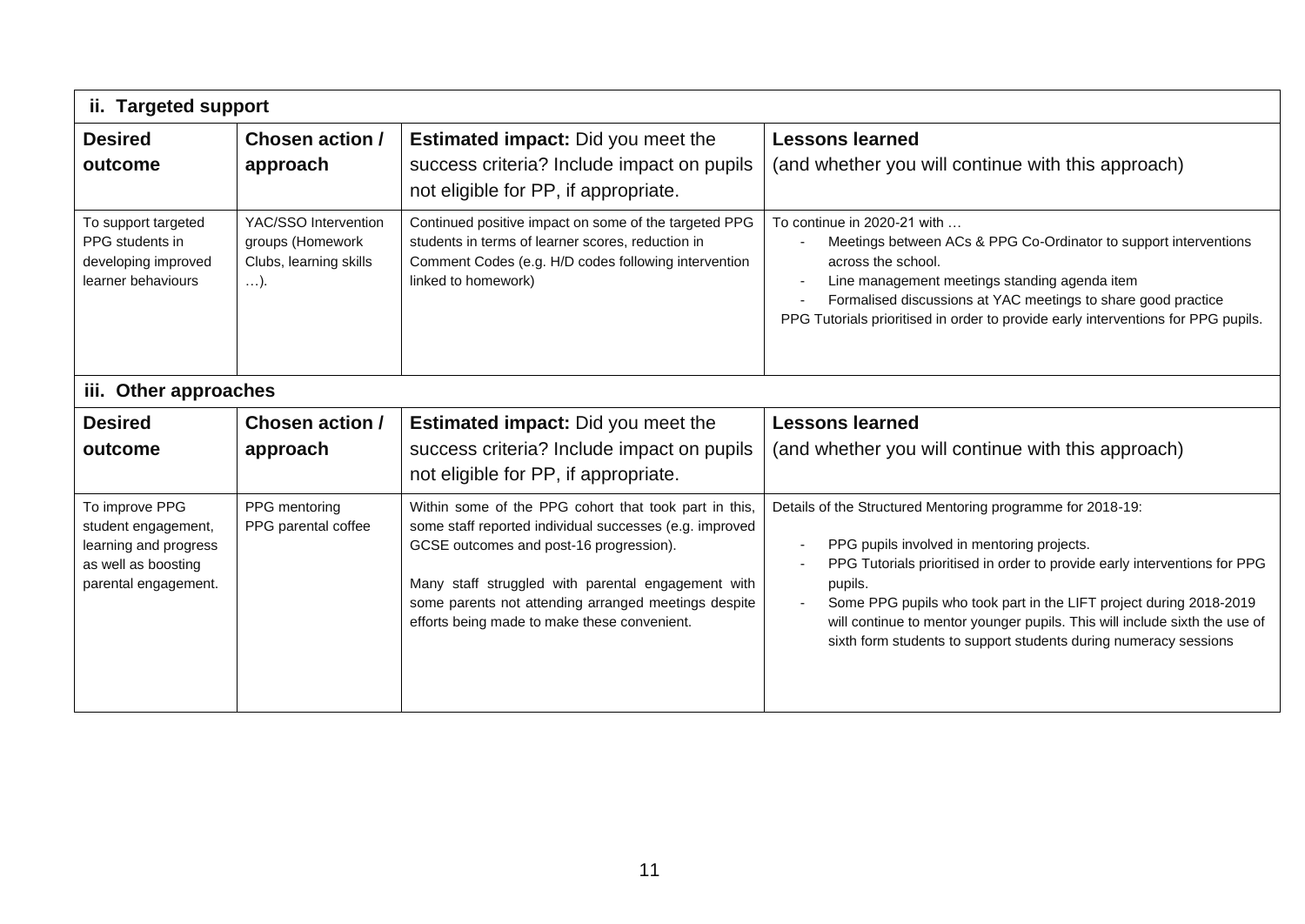### ii. Targeted support

| Desired outcome | Chosen action / approach | **Estimated impact:** Did you meet the success criteria? Include impact on pupils not eligible for PP, if appropriate. | **Lessons learned** (and whether you will continue with this approach) |
|---|---|---|---|
| To support targeted PPG students in developing improved learner behaviours | YAC/SSO Intervention groups (Homework Clubs, learning skills …). | Continued positive impact on some of the targeted PPG students in terms of learner scores, reduction in Comment Codes (e.g. H/D codes following intervention linked to homework) | To continue in 2020-21 with …<br>- Meetings between ACs & PPG Co-Ordinator to support interventions across the school.<br>- Line management meetings standing agenda item<br>- Formalised discussions at YAC meetings to share good practice<br>PPG Tutorials prioritised in order to provide early interventions for PPG pupils. |

### iii. Other approaches

| Desired outcome | Chosen action / approach | **Estimated impact:** Did you meet the success criteria? Include impact on pupils not eligible for PP, if appropriate. | **Lessons learned** (and whether you will continue with this approach) |
|---|---|---|---|
| To improve PPG student engagement, learning and progress as well as boosting parental engagement. | PPG mentoring<br>PPG parental coffee | Within some of the PPG cohort that took part in this, some staff reported individual successes (e.g. improved GCSE outcomes and post-16 progression).<br><br>Many staff struggled with parental engagement with some parents not attending arranged meetings despite efforts being made to make these convenient. | Details of the Structured Mentoring programme for 2018-19:<br>- PPG pupils involved in mentoring projects.<br>- PPG Tutorials prioritised in order to provide early interventions for PPG pupils.<br>- Some PPG pupils who took part in the LIFT project during 2018-2019 will continue to mentor younger pupils. This will include sixth the use of sixth form students to support students during numeracy sessions |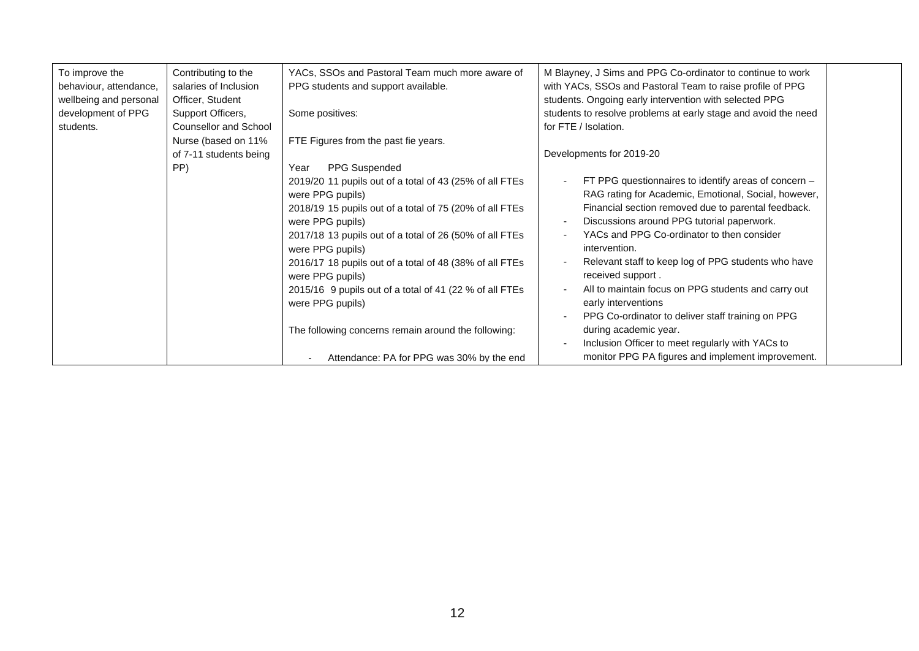| To improve the behaviour, attendance, wellbeing and personal development of PPG students. | Contributing to the salaries of Inclusion Officer, Student Support Officers, Counsellor and School Nurse (based on 11% of 7-11 students being PP) | YACs, SSOs and Pastoral Team much more aware of PPG students and support available.<br><br>Some positives:<br><br>FTE Figures from the past fie years.<br><br>Year PPG Suspended<br>2019/20 11 pupils out of a total of 43 (25% of all FTEs were PPG pupils)<br>2018/19 15 pupils out of a total of 75 (20% of all FTEs were PPG pupils)<br>2017/18 13 pupils out of a total of 26 (50% of all FTEs were PPG pupils)<br>2016/17 18 pupils out of a total of 48 (38% of all FTEs were PPG pupils)<br>2015/16 9 pupils out of a total of 41 (22 % of all FTEs were PPG pupils)<br><br>The following concerns remain around the following:<br><br>- Attendance: PA for PPG was 30% by the end | M Blayney, J Sims and PPG Co-ordinator to continue to work with YACs, SSOs and Pastoral Team to raise profile of PPG students. Ongoing early intervention with selected PPG students to resolve problems at early stage and avoid the need for FTE / Isolation.<br><br>Developments for 2019-20<br><br>- FT PPG questionnaires to identify areas of concern – RAG rating for Academic, Emotional, Social, however, Financial section removed due to parental feedback.<br>- Discussions around PPG tutorial paperwork.<br>- YACs and PPG Co-ordinator to then consider intervention.<br>- Relevant staff to keep log of PPG students who have received support .<br>- All to maintain focus on PPG students and carry out early interventions<br>- PPG Co-ordinator to deliver staff training on PPG during academic year.<br>- Inclusion Officer to meet regularly with YACs to monitor PPG PA figures and implement improvement. | |
|---|---|---|---|---|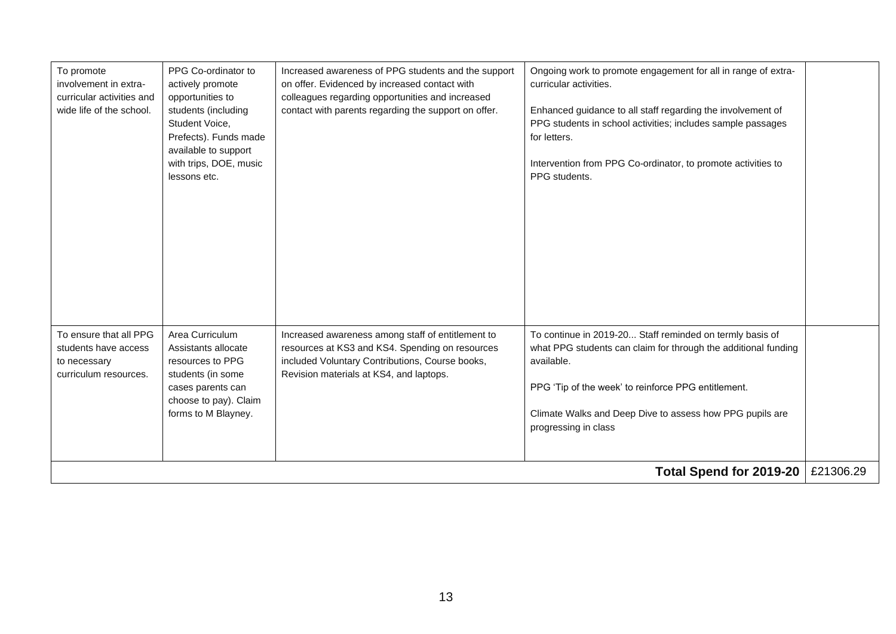| | | | | |
|---|---|---|---|---|
| To promote involvement in extra-curricular activities and wide life of the school. | PPG Co-ordinator to actively promote opportunities to students (including Student Voice, Prefects). Funds made available to support with trips, DOE, music lessons etc. | Increased awareness of PPG students and the support on offer. Evidenced by increased contact with colleagues regarding opportunities and increased contact with parents regarding the support on offer. | Ongoing work to promote engagement for all in range of extra-curricular activities.<br><br>Enhanced guidance to all staff regarding the involvement of PPG students in school activities; includes sample passages for letters.<br><br>Intervention from PPG Co-ordinator, to promote activities to PPG students. | |
| To ensure that all PPG students have access to necessary curriculum resources. | Area Curriculum Assistants allocate resources to PPG students (in some cases parents can choose to pay). Claim forms to M Blayney. | Increased awareness among staff of entitlement to resources at KS3 and KS4. Spending on resources included Voluntary Contributions, Course books, Revision materials at KS4, and laptops. | To continue in 2019-20... Staff reminded on termly basis of what PPG students can claim for through the additional funding available.<br><br>PPG 'Tip of the week' to reinforce PPG entitlement.<br><br>Climate Walks and Deep Dive to assess how PPG pupils are progressing in class | |
| | | | **Total Spend for 2019-20** | £21306.29 |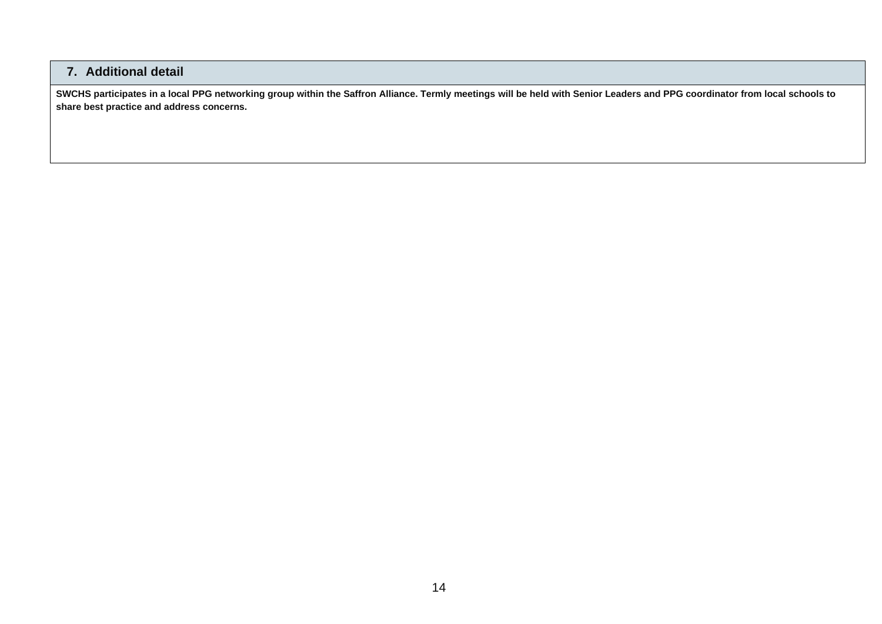## 7. Additional detail

**SWCHS participates in a local PPG networking group within the Saffron Alliance. Termly meetings will be held with Senior Leaders and PPG coordinator from local schools to share best practice and address concerns.**